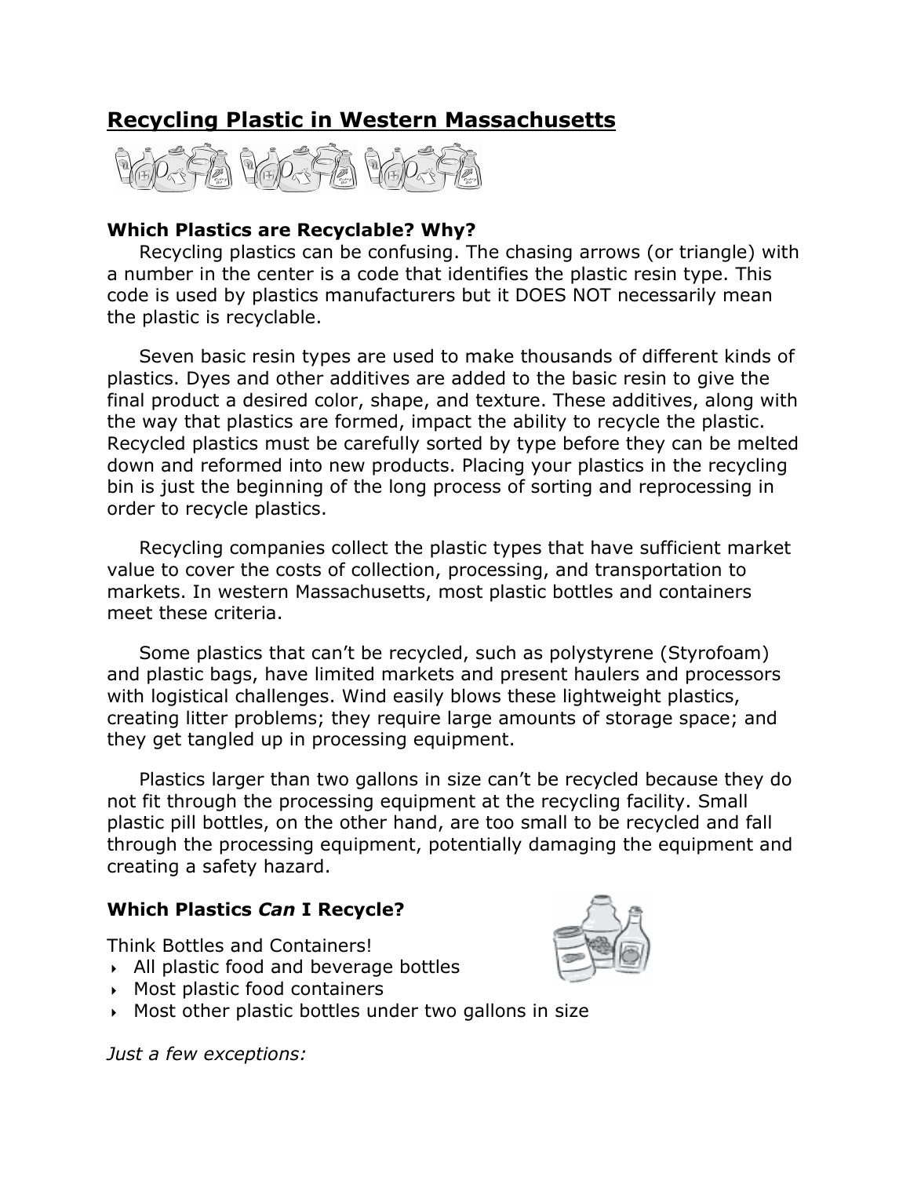# Recycling Plastic in Western Massachusetts

### Which Plastics are Recyclable? Why?

Recycling plastics can be confusing. The chasing arrows (or triangle) with a number in the center is a code that identifies the plastic resin type. This code is used by plastics manufacturers but it DOES NOT necessarily mean the plastic is recyclable.

Seven basic resin types are used to make thousands of different kinds of plastics. Dyes and other additives are added to the basic resin to give the final product a desired color, shape, and texture. These additives, along with the way that plastics are formed, impact the ability to recycle the plastic. Recycled plastics must be carefully sorted by type before they can be melted down and reformed into new products. Placing your plastics in the recycling bin is just the beginning of the long process of sorting and reprocessing in order to recycle plastics.

Recycling companies collect the plastic types that have sufficient market value to cover the costs of collection, processing, and transportation to markets. In western Massachusetts, most plastic bottles and containers meet these criteria.

Some plastics that can't be recycled, such as polystyrene (Styrofoam) and plastic bags, have limited markets and present haulers and processors with logistical challenges. Wind easily blows these lightweight plastics, creating litter problems; they require large amounts of storage space; and they get tangled up in processing equipment.

Plastics larger than two gallons in size can't be recycled because they do not fit through the processing equipment at the recycling facility. Small plastic pill bottles, on the other hand, are too small to be recycled and fall through the processing equipment, potentially damaging the equipment and creating a safety hazard.

### Which Plastics *Can* I Recycle?

Think Bottles and Containers!

- All plastic food and beverage bottles
- Most plastic food containers
- Most other plastic bottles under two gallons in size

*Just a few exceptions:*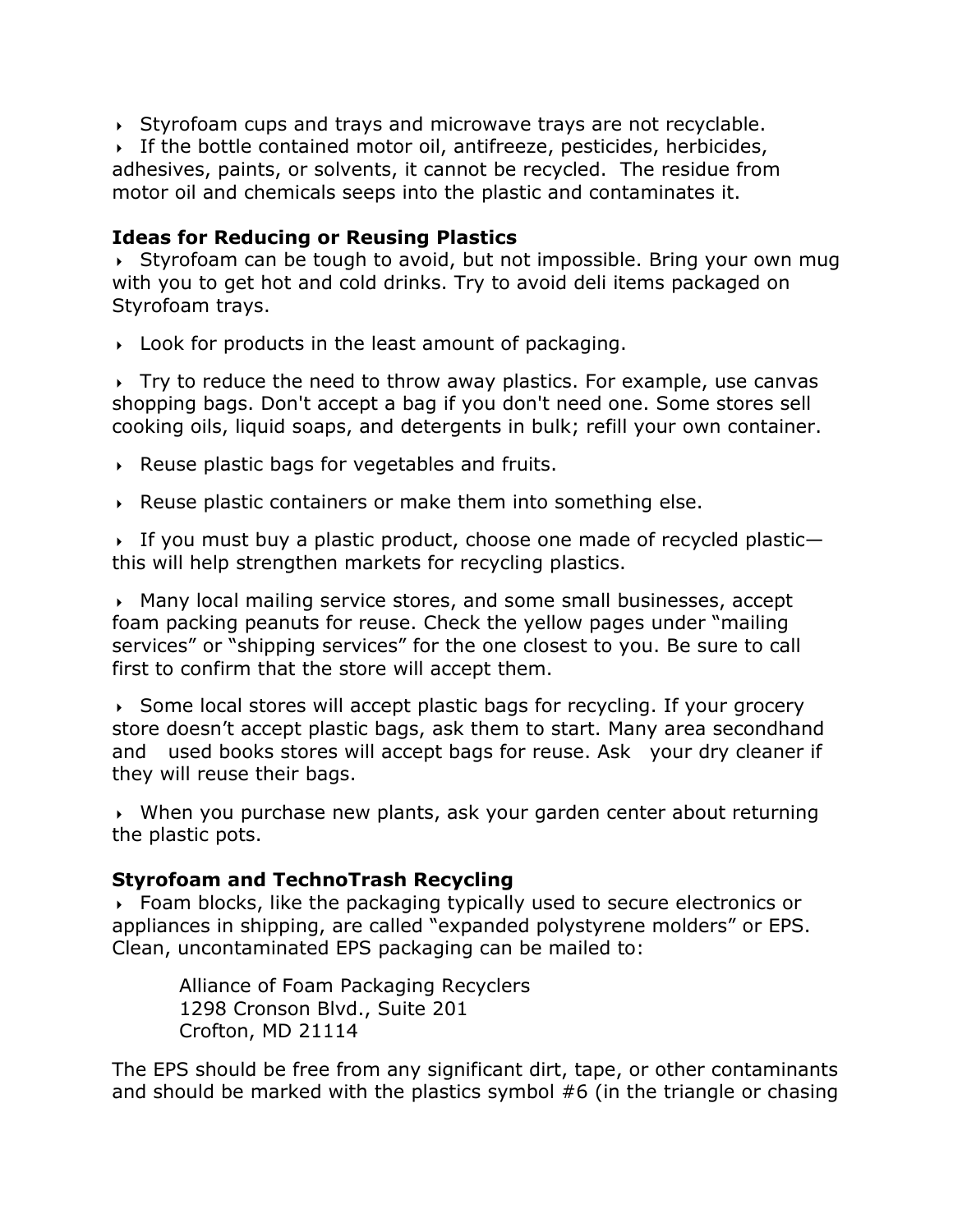- Styrofoam cups and trays and microwave trays are not recyclable.
- If the bottle contained motor oil, antifreeze, pesticides, herbicides, adhesives, paints, or solvents, it cannot be recycled. The residue from motor oil and chemicals seeps into the plastic and contaminates it.

**Ideas for Reducing or Reusing Plastics**

- Styrofoam can be tough to avoid, but not impossible. Bring your own mug with you to get hot and cold drinks. Try to avoid deli items packaged on Styrofoam trays.
- Look for products in the least amount of packaging.
- Try to reduce the need to throw away plastics. For example, use canvas shopping bags. Don't accept a bag if you don't need one. Some stores sell cooking oils, liquid soaps, and detergents in bulk; refill your own container.
- Reuse plastic bags for vegetables and fruits.
- Reuse plastic containers or make them into something else.
- If you must buy a plastic product, choose one made of recycled plastic—this will help strengthen markets for recycling plastics.
- Many local mailing service stores, and some small businesses, accept foam packing peanuts for reuse. Check the yellow pages under "mailing services" or "shipping services" for the one closest to you. Be sure to call first to confirm that the store will accept them.
- Some local stores will accept plastic bags for recycling. If your grocery store doesn't accept plastic bags, ask them to start. Many area secondhand and used books stores will accept bags for reuse. Ask your dry cleaner if they will reuse their bags.
- When you purchase new plants, ask your garden center about returning the plastic pots.

**Styrofoam and TechnoTrash Recycling**

- Foam blocks, like the packaging typically used to secure electronics or appliances in shipping, are called "expanded polystyrene molders" or EPS. Clean, uncontaminated EPS packaging can be mailed to:

  Alliance of Foam Packaging Recyclers
  1298 Cronson Blvd., Suite 201
  Crofton, MD 21114

The EPS should be free from any significant dirt, tape, or other contaminants and should be marked with the plastics symbol #6 (in the triangle or chasing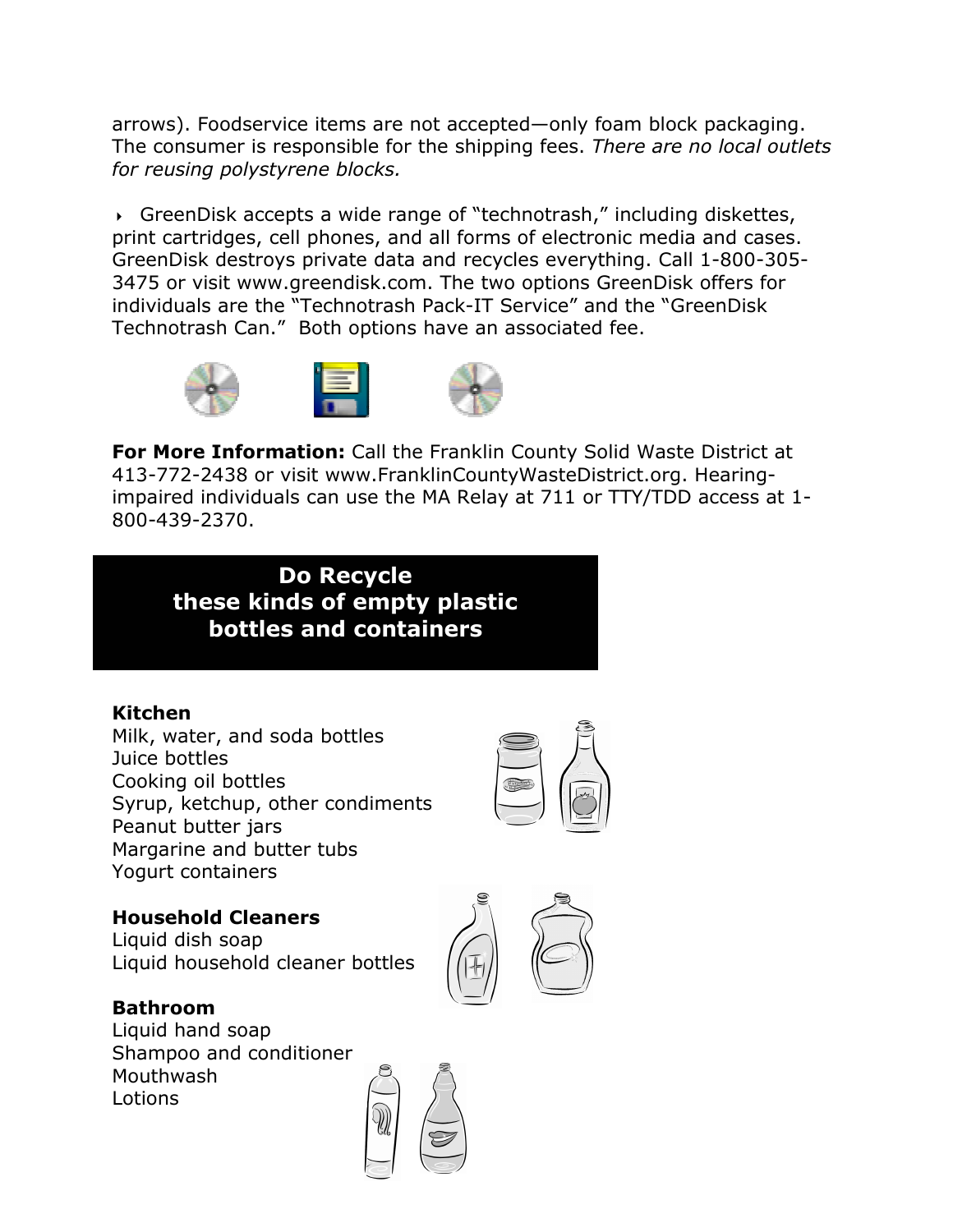arrows). Foodservice items are not accepted—only foam block packaging. The consumer is responsible for the shipping fees. *There are no local outlets for reusing polystyrene blocks.*

- GreenDisk accepts a wide range of "technotrash," including diskettes, print cartridges, cell phones, and all forms of electronic media and cases. GreenDisk destroys private data and recycles everything. Call 1-800-305-3475 or visit www.greendisk.com. The two options GreenDisk offers for individuals are the "Technotrash Pack-IT Service" and the "GreenDisk Technotrash Can." Both options have an associated fee.

**For More Information:** Call the Franklin County Solid Waste District at 413-772-2438 or visit www.FranklinCountyWasteDistrict.org. Hearing-impaired individuals can use the MA Relay at 711 or TTY/TDD access at 1-800-439-2370.

## Do Recycle these kinds of empty plastic bottles and containers

**Kitchen**
Milk, water, and soda bottles
Juice bottles
Cooking oil bottles
Syrup, ketchup, other condiments
Peanut butter jars
Margarine and butter tubs
Yogurt containers

**Household Cleaners**
Liquid dish soap
Liquid household cleaner bottles

**Bathroom**
Liquid hand soap
Shampoo and conditioner
Mouthwash
Lotions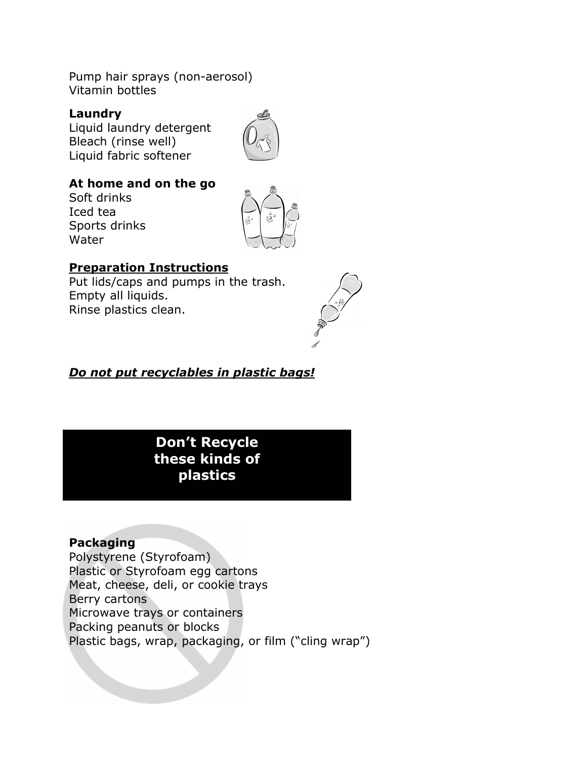Pump hair sprays (non-aerosol)
Vitamin bottles

**Laundry**
Liquid laundry detergent
Bleach (rinse well)
Liquid fabric softener

**At home and on the go**
Soft drinks
Iced tea
Sports drinks
Water

<u>**Preparation Instructions**</u>
Put lids/caps and pumps in the trash.
Empty all liquids.
Rinse plastics clean.

***<u>Do not put recyclables in plastic bags!</u>***

## Don't Recycle these kinds of plastics

**Packaging**
Polystyrene (Styrofoam)
Plastic or Styrofoam egg cartons
Meat, cheese, deli, or cookie trays
Berry cartons
Microwave trays or containers
Packing peanuts or blocks
Plastic bags, wrap, packaging, or film ("cling wrap")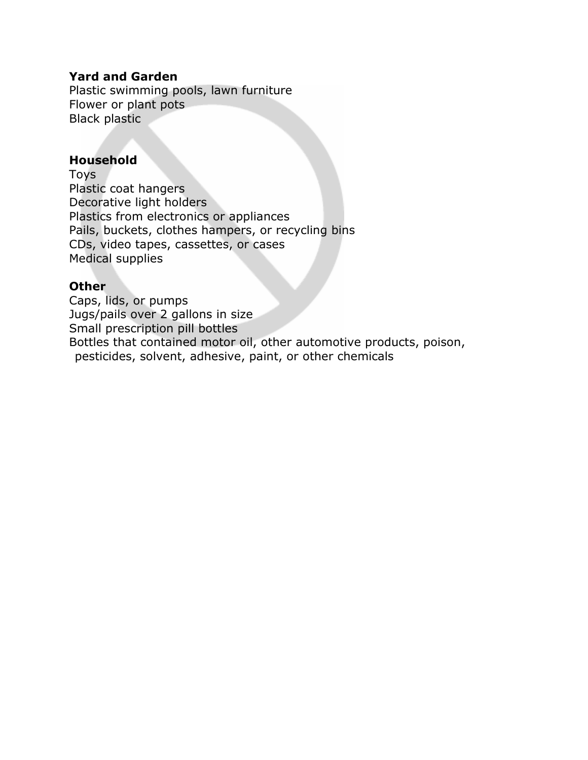**Yard and Garden**

Plastic swimming pools, lawn furniture
Flower or plant pots
Black plastic

**Household**

Toys
Plastic coat hangers
Decorative light holders
Plastics from electronics or appliances
Pails, buckets, clothes hampers, or recycling bins
CDs, video tapes, cassettes, or cases
Medical supplies

**Other**

Caps, lids, or pumps
Jugs/pails over 2 gallons in size
Small prescription pill bottles
Bottles that contained motor oil, other automotive products, poison, pesticides, solvent, adhesive, paint, or other chemicals